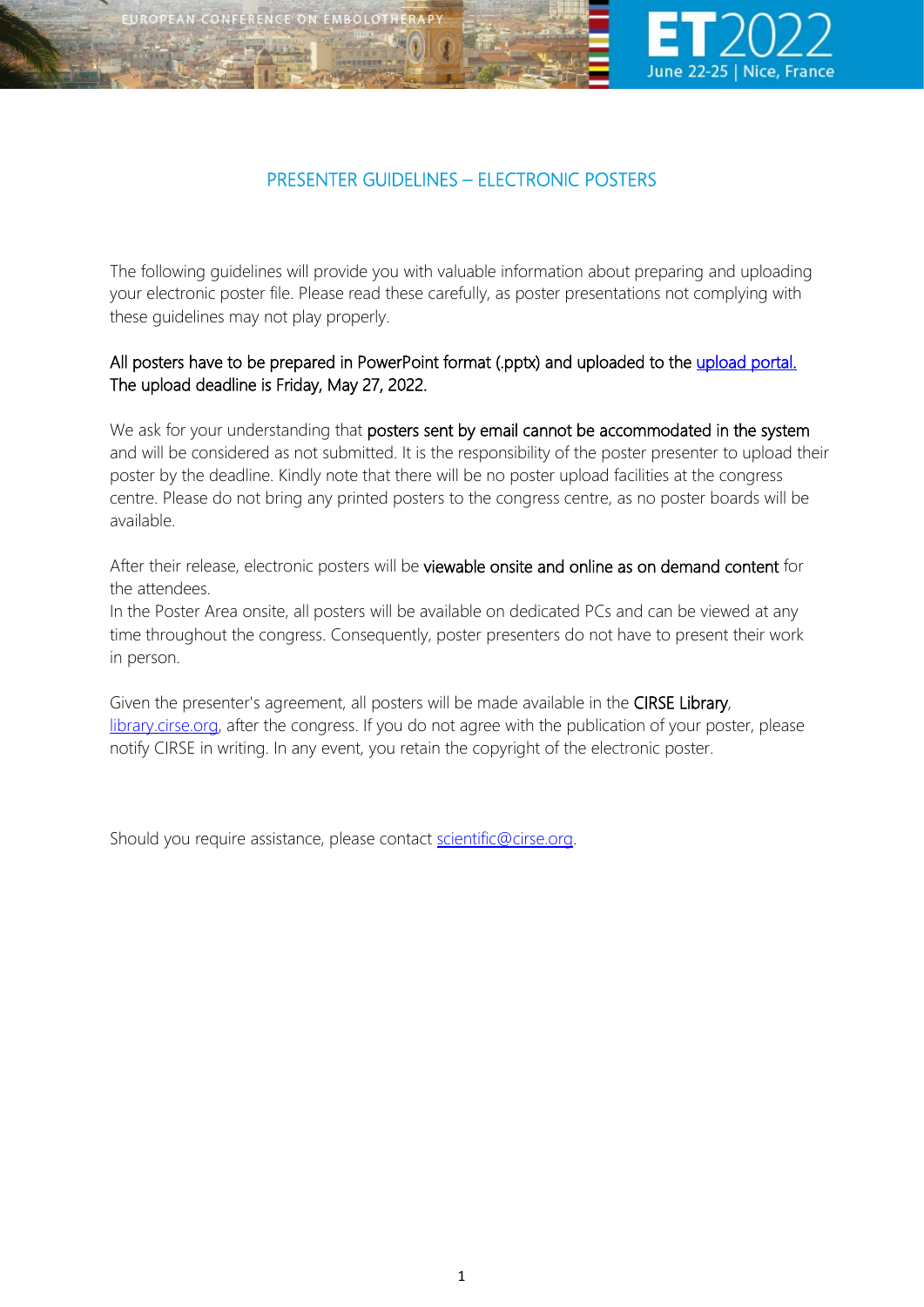# PRESENTER GUIDELINES – ELECTRONIC POSTERS

The following guidelines will provide you with valuable information about preparing and uploading your electronic poster file. Please read these carefully, as poster presentations not complying with these guidelines may not play properly.

**All posters have to be prepared in PowerPoint format (.pptx) and uploaded to the [upload portal.](upload portal) The upload deadline is Friday, May 27, 2022.**

We ask for your understanding that **posters sent by email cannot be accommodated in the system** and will be considered as not submitted. It is the responsibility of the poster presenter to upload their poster by the deadline. Kindly note that there will be no poster upload facilities at the congress centre. Please do not bring any printed posters to the congress centre, as no poster boards will be available.

After their release, electronic posters will be **viewable onsite and online as on demand content** for the attendees.
In the Poster Area onsite, all posters will be available on dedicated PCs and can be viewed at any time throughout the congress. Consequently, poster presenters do not have to present their work in person.

Given the presenter's agreement, all posters will be made available in the **CIRSE Library**, [library.cirse.org](library.cirse.org), after the congress. If you do not agree with the publication of your poster, please notify CIRSE in writing. In any event, you retain the copyright of the electronic poster.

Should you require assistance, please contact [scientific@cirse.org](mailto:scientific@cirse.org).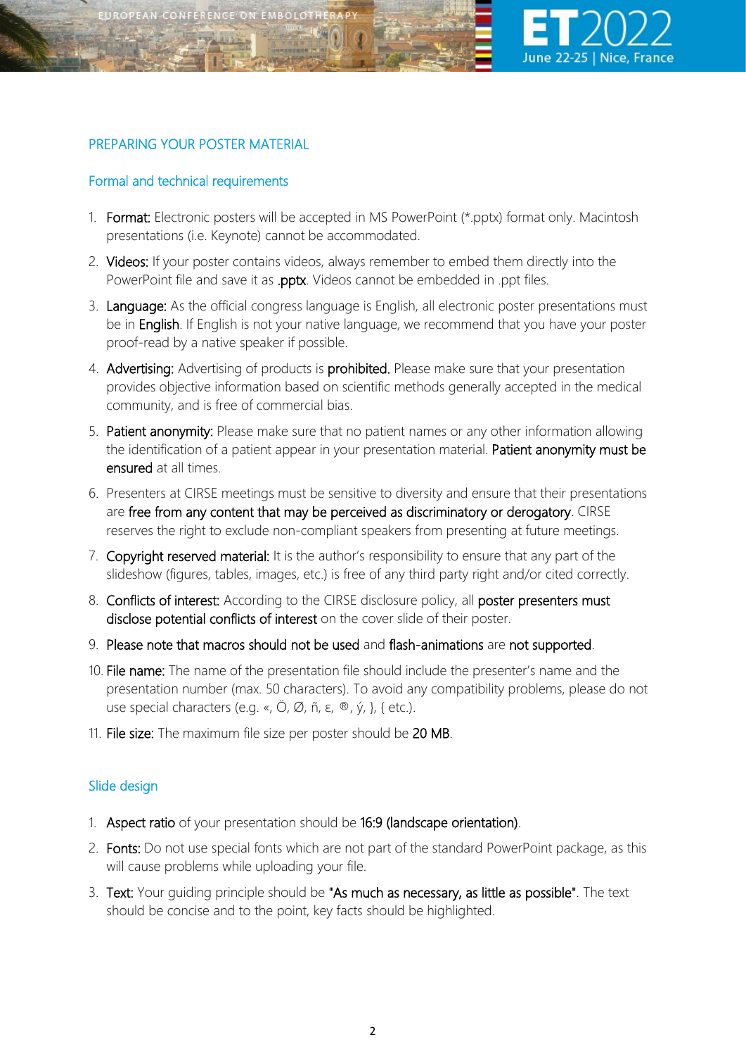## PREPARING YOUR POSTER MATERIAL

### Formal and technical requirements

1. **Format:** Electronic posters will be accepted in MS PowerPoint (*.pptx) format only. Macintosh presentations (i.e. Keynote) cannot be accommodated.
2. **Videos:** If your poster contains videos, always remember to embed them directly into the PowerPoint file and save it as **.pptx**. Videos cannot be embedded in .ppt files.
3. **Language:** As the official congress language is English, all electronic poster presentations must be in **English**. If English is not your native language, we recommend that you have your poster proof-read by a native speaker if possible.
4. **Advertising:** Advertising of products is **prohibited.** Please make sure that your presentation provides objective information based on scientific methods generally accepted in the medical community, and is free of commercial bias.
5. **Patient anonymity:** Please make sure that no patient names or any other information allowing the identification of a patient appear in your presentation material. **Patient anonymity must be ensured** at all times.
6. Presenters at CIRSE meetings must be sensitive to diversity and ensure that their presentations are **free from any content that may be perceived as discriminatory or derogatory**. CIRSE reserves the right to exclude non-compliant speakers from presenting at future meetings.
7. **Copyright reserved material:** It is the author's responsibility to ensure that any part of the slideshow (figures, tables, images, etc.) is free of any third party right and/or cited correctly.
8. **Conflicts of interest:** According to the CIRSE disclosure policy, all **poster presenters must disclose potential conflicts of interest** on the cover slide of their poster.
9. **Please note that macros should not be used** and **flash-animations** are **not supported**.
10. **File name:** The name of the presentation file should include the presenter's name and the presentation number (max. 50 characters). To avoid any compatibility problems, please do not use special characters (e.g. «, Ö, Ø, ñ, ε, ®, ý, }, { etc.).
11. **File size:** The maximum file size per poster should be **20 MB**.

### Slide design

1. **Aspect ratio** of your presentation should be **16:9 (landscape orientation)**.
2. **Fonts:** Do not use special fonts which are not part of the standard PowerPoint package, as this will cause problems while uploading your file.
3. **Text:** Your guiding principle should be **"As much as necessary, as little as possible"**. The text should be concise and to the point, key facts should be highlighted.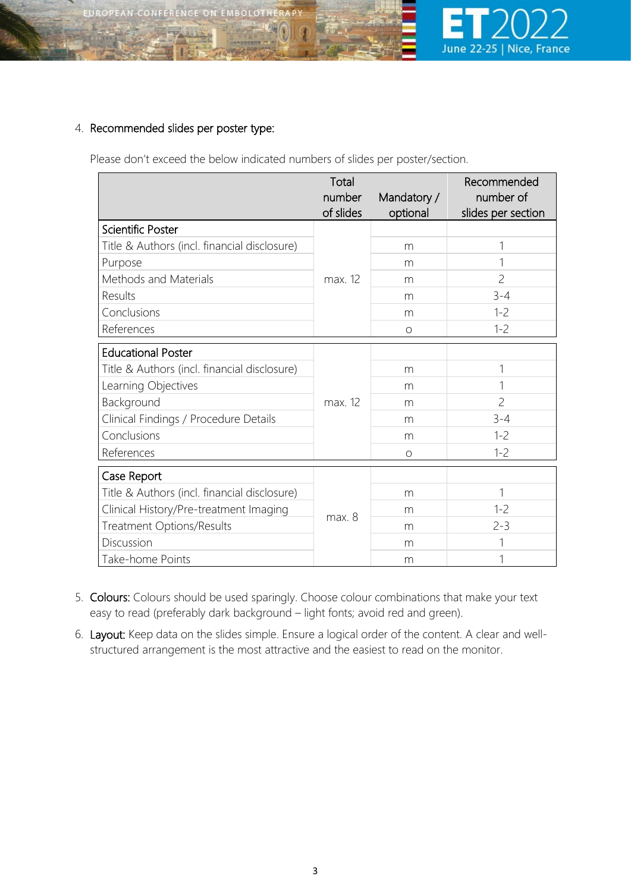4. **Recommended slides per poster type:**

   Please don't exceed the below indicated numbers of slides per poster/section.

| | Total number of slides | Mandatory / optional | Recommended number of slides per section |
|---|---|---|---|
| **Scientific Poster** | | | |
| Title & Authors (incl. financial disclosure) | max. 12 | m | 1 |
| Purpose | | m | 1 |
| Methods and Materials | | m | 2 |
| Results | | m | 3-4 |
| Conclusions | | m | 1-2 |
| References | | o | 1-2 |
| **Educational Poster** | | | |
| Title & Authors (incl. financial disclosure) | max. 12 | m | 1 |
| Learning Objectives | | m | 1 |
| Background | | m | 2 |
| Clinical Findings / Procedure Details | | m | 3-4 |
| Conclusions | | m | 1-2 |
| References | | o | 1-2 |
| **Case Report** | | | |
| Title & Authors (incl. financial disclosure) | max. 8 | m | 1 |
| Clinical History/Pre-treatment Imaging | | m | 1-2 |
| Treatment Options/Results | | m | 2-3 |
| Discussion | | m | 1 |
| Take-home Points | | m | 1 |

5. **Colours:** Colours should be used sparingly. Choose colour combinations that make your text easy to read (preferably dark background – light fonts; avoid red and green).
6. **Layout:** Keep data on the slides simple. Ensure a logical order of the content. A clear and well-structured arrangement is the most attractive and the easiest to read on the monitor.